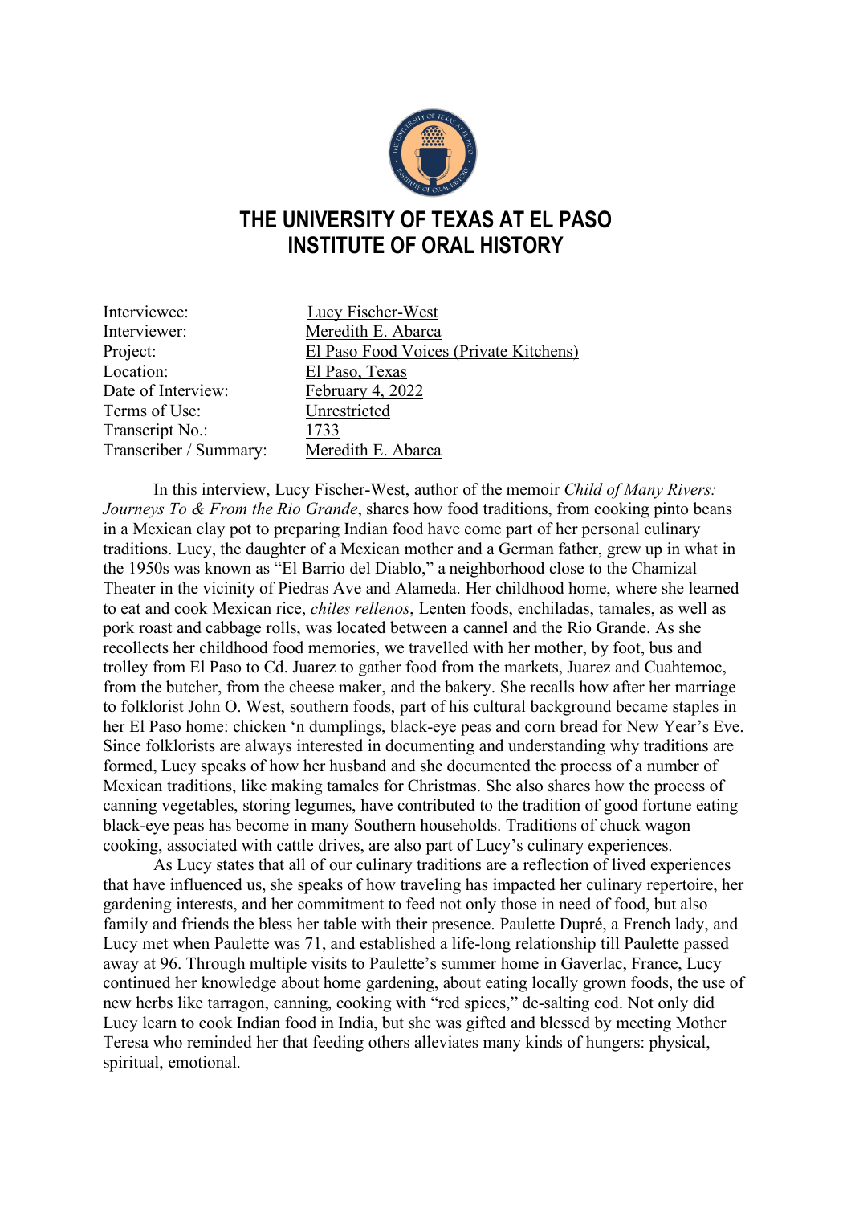# THE UNIVERSITY OF TEXAS AT EL PASO
# INSTITUTE OF ORAL HISTORY

| | |
|---|---|
| Interviewee: | Lucy Fischer-West |
| Interviewer: | Meredith E. Abarca |
| Project: | El Paso Food Voices (Private Kitchens) |
| Location: | El Paso, Texas |
| Date of Interview: | February 4, 2022 |
| Terms of Use: | Unrestricted |
| Transcript No.: | 1733 |
| Transcriber / Summary: | Meredith E. Abarca |

In this interview, Lucy Fischer-West, author of the memoir *Child of Many Rivers: Journeys To & From the Rio Grande*, shares how food traditions, from cooking pinto beans in a Mexican clay pot to preparing Indian food have come part of her personal culinary traditions. Lucy, the daughter of a Mexican mother and a German father, grew up in what in the 1950s was known as "El Barrio del Diablo," a neighborhood close to the Chamizal Theater in the vicinity of Piedras Ave and Alameda. Her childhood home, where she learned to eat and cook Mexican rice, *chiles rellenos*, Lenten foods, enchiladas, tamales, as well as pork roast and cabbage rolls, was located between a cannel and the Rio Grande. As she recollects her childhood food memories, we travelled with her mother, by foot, bus and trolley from El Paso to Cd. Juarez to gather food from the markets, Juarez and Cuahtemoc, from the butcher, from the cheese maker, and the bakery. She recalls how after her marriage to folklorist John O. West, southern foods, part of his cultural background became staples in her El Paso home: chicken 'n dumplings, black-eye peas and corn bread for New Year's Eve. Since folklorists are always interested in documenting and understanding why traditions are formed, Lucy speaks of how her husband and she documented the process of a number of Mexican traditions, like making tamales for Christmas. She also shares how the process of canning vegetables, storing legumes, have contributed to the tradition of good fortune eating black-eye peas has become in many Southern households. Traditions of chuck wagon cooking, associated with cattle drives, are also part of Lucy's culinary experiences.

As Lucy states that all of our culinary traditions are a reflection of lived experiences that have influenced us, she speaks of how traveling has impacted her culinary repertoire, her gardening interests, and her commitment to feed not only those in need of food, but also family and friends the bless her table with their presence. Paulette Dupré, a French lady, and Lucy met when Paulette was 71, and established a life-long relationship till Paulette passed away at 96. Through multiple visits to Paulette's summer home in Gaverlac, France, Lucy continued her knowledge about home gardening, about eating locally grown foods, the use of new herbs like tarragon, canning, cooking with "red spices," de-salting cod. Not only did Lucy learn to cook Indian food in India, but she was gifted and blessed by meeting Mother Teresa who reminded her that feeding others alleviates many kinds of hungers: physical, spiritual, emotional.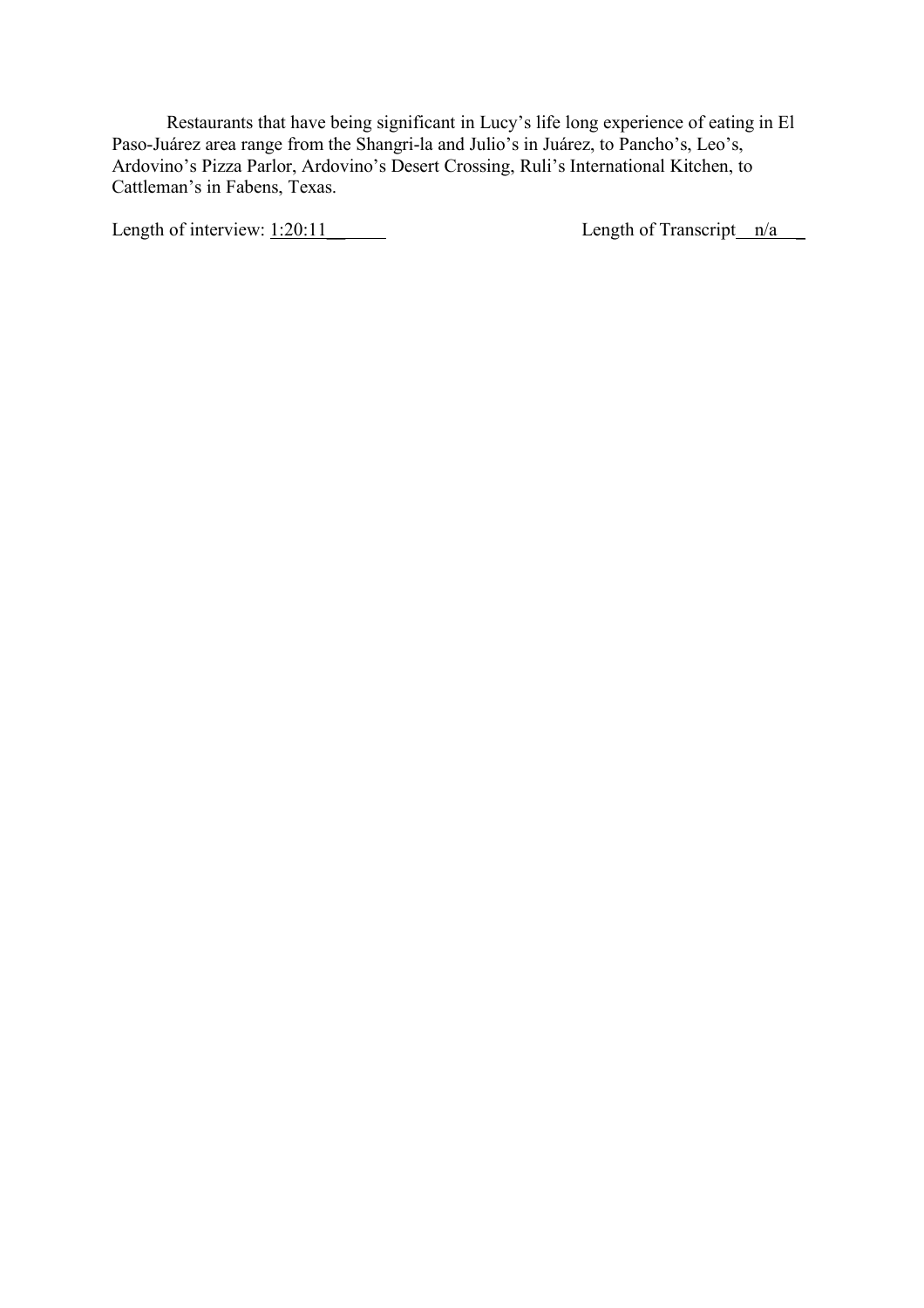Restaurants that have being significant in Lucy's life long experience of eating in El Paso-Juárez area range from the Shangri-la and Julio's in Juárez, to Pancho's, Leo's, Ardovino's Pizza Parlor, Ardovino's Desert Crossing, Ruli's International Kitchen, to Cattleman's in Fabens, Texas.

Length of interview: 1:20:11 Length of Transcript n/a